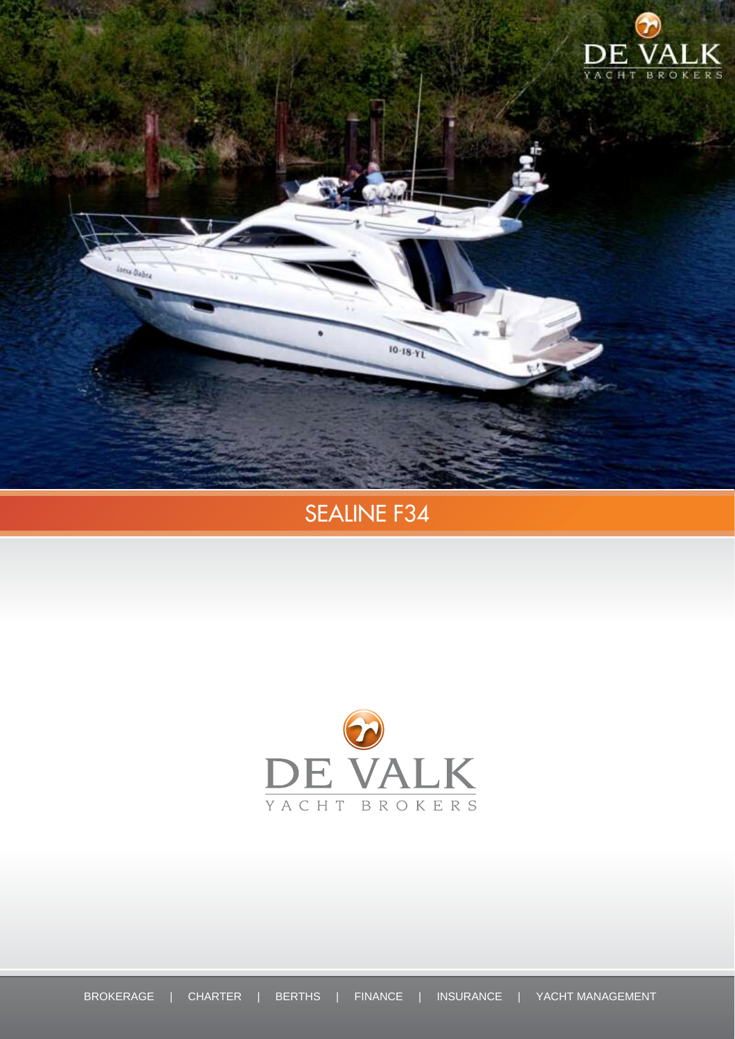DE VALK
YACHT BROKERS

# SEALINE F34

DE VALK
YACHT BROKERS

BROKERAGE | CHARTER | BERTHS | FINANCE | INSURANCE | YACHT MANAGEMENT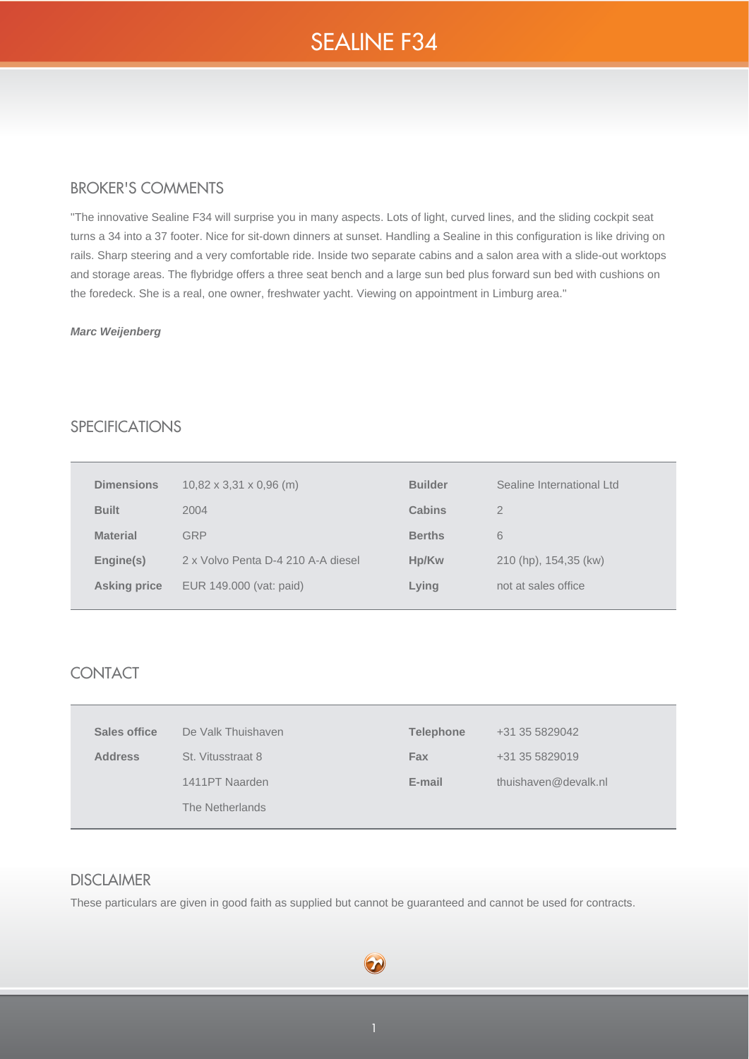# SEALINE F34

## BROKER'S COMMENTS

"The innovative Sealine F34 will surprise you in many aspects. Lots of light, curved lines, and the sliding cockpit seat turns a 34 into a 37 footer. Nice for sit-down dinners at sunset. Handling a Sealine in this configuration is like driving on rails. Sharp steering and a very comfortable ride. Inside two separate cabins and a salon area with a slide-out worktops and storage areas. The flybridge offers a three seat bench and a large sun bed plus forward sun bed with cushions on the foredeck. She is a real, one owner, freshwater yacht. Viewing on appointment in Limburg area."

***Marc Weijenberg***

## SPECIFICATIONS

| | | | |
|---|---|---|---|
| **Dimensions** | 10,82 x 3,31 x 0,96 (m) | **Builder** | Sealine International Ltd |
| **Built** | 2004 | **Cabins** | 2 |
| **Material** | GRP | **Berths** | 6 |
| **Engine(s)** | 2 x Volvo Penta D-4 210 A-A diesel | **Hp/Kw** | 210 (hp), 154,35 (kw) |
| **Asking price** | EUR 149.000 (vat: paid) | **Lying** | not at sales office |

## CONTACT

| | | | |
|---|---|---|---|
| **Sales office** | De Valk Thuishaven | **Telephone** | +31 35 5829042 |
| **Address** | St. Vitusstraat 8 | **Fax** | +31 35 5829019 |
| | 1411PT Naarden | **E-mail** | thuishaven@devalk.nl |
| | The Netherlands | | |

## DISCLAIMER

These particulars are given in good faith as supplied but cannot be guaranteed and cannot be used for contracts.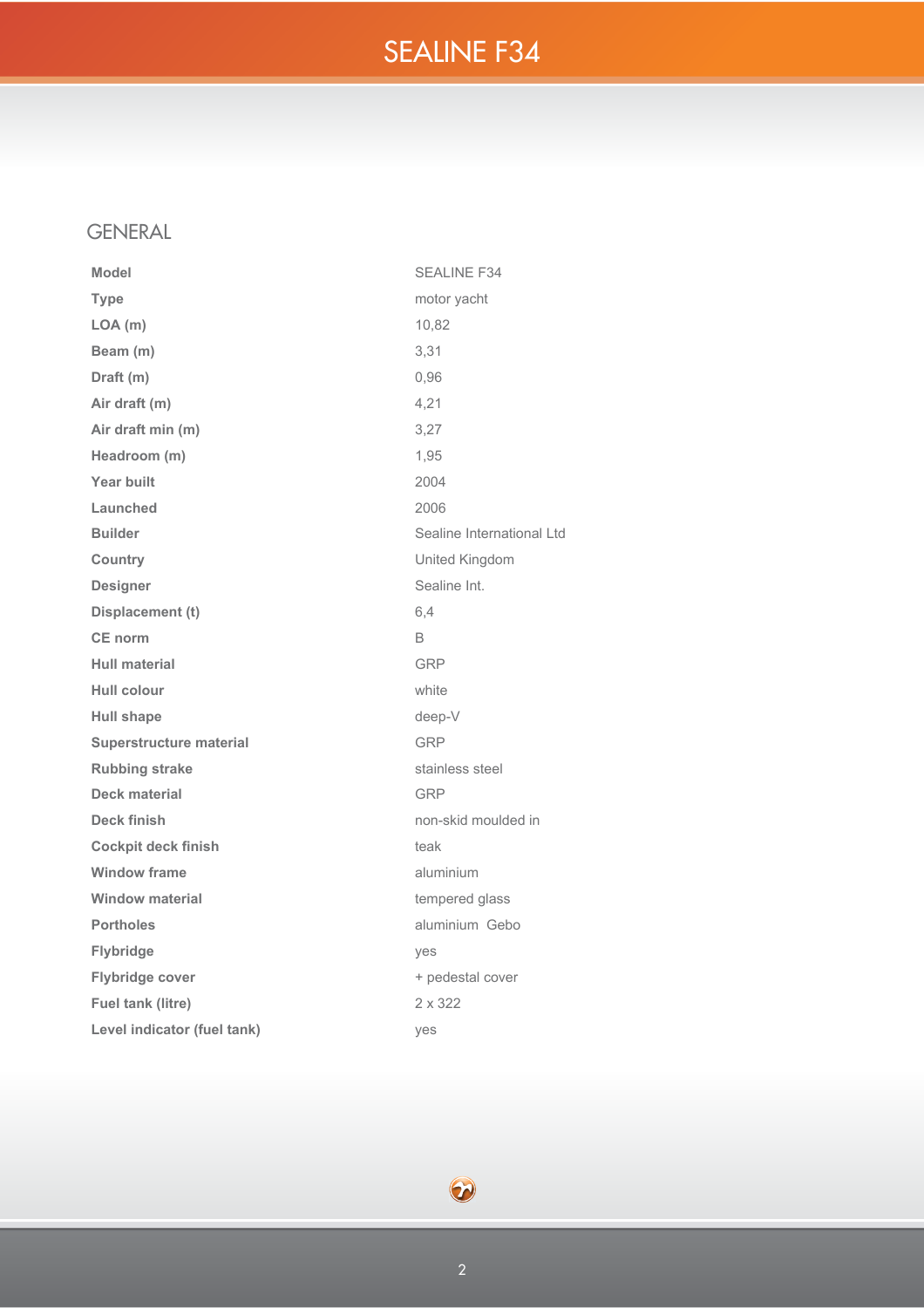# SEALINE F34

## GENERAL

| | |
|---|---|
| **Model** | SEALINE F34 |
| **Type** | motor yacht |
| **LOA (m)** | 10,82 |
| **Beam (m)** | 3,31 |
| **Draft (m)** | 0,96 |
| **Air draft (m)** | 4,21 |
| **Air draft min (m)** | 3,27 |
| **Headroom (m)** | 1,95 |
| **Year built** | 2004 |
| **Launched** | 2006 |
| **Builder** | Sealine International Ltd |
| **Country** | United Kingdom |
| **Designer** | Sealine Int. |
| **Displacement (t)** | 6,4 |
| **CE norm** | B |
| **Hull material** | GRP |
| **Hull colour** | white |
| **Hull shape** | deep-V |
| **Superstructure material** | GRP |
| **Rubbing strake** | stainless steel |
| **Deck material** | GRP |
| **Deck finish** | non-skid moulded in |
| **Cockpit deck finish** | teak |
| **Window frame** | aluminium |
| **Window material** | tempered glass |
| **Portholes** | aluminium Gebo |
| **Flybridge** | yes |
| **Flybridge cover** | + pedestal cover |
| **Fuel tank (litre)** | 2 x 322 |
| **Level indicator (fuel tank)** | yes |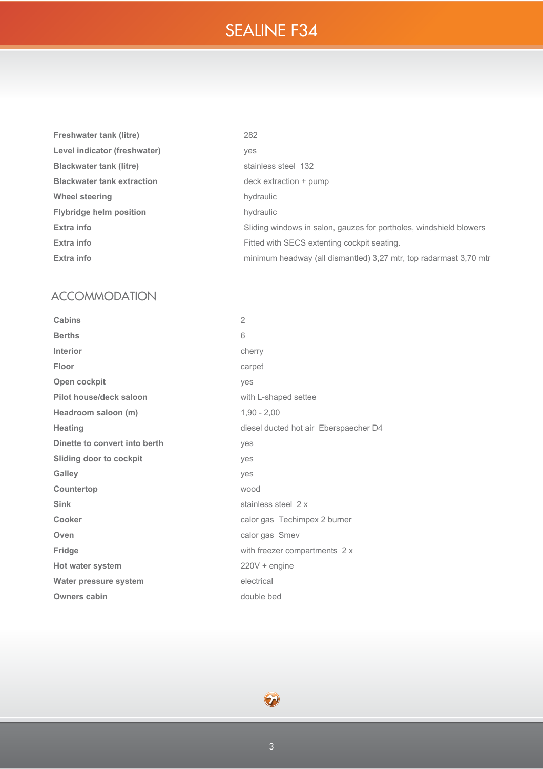# SEALINE F34

| | |
|---|---|
| **Freshwater tank (litre)** | 282 |
| **Level indicator (freshwater)** | yes |
| **Blackwater tank (litre)** | stainless steel 132 |
| **Blackwater tank extraction** | deck extraction + pump |
| **Wheel steering** | hydraulic |
| **Flybridge helm position** | hydraulic |
| **Extra info** | Sliding windows in salon, gauzes for portholes, windshield blowers |
| **Extra info** | Fitted with SECS extenting cockpit seating. |
| **Extra info** | minimum headway (all dismantled) 3,27 mtr, top radarmast 3,70 mtr |

## ACCOMMODATION

| | |
|---|---|
| **Cabins** | 2 |
| **Berths** | 6 |
| **Interior** | cherry |
| **Floor** | carpet |
| **Open cockpit** | yes |
| **Pilot house/deck saloon** | with L-shaped settee |
| **Headroom saloon (m)** | 1,90 - 2,00 |
| **Heating** | diesel ducted hot air Eberspaecher D4 |
| **Dinette to convert into berth** | yes |
| **Sliding door to cockpit** | yes |
| **Galley** | yes |
| **Countertop** | wood |
| **Sink** | stainless steel 2 x |
| **Cooker** | calor gas Techimpex 2 burner |
| **Oven** | calor gas Smev |
| **Fridge** | with freezer compartments 2 x |
| **Hot water system** | 220V + engine |
| **Water pressure system** | electrical |
| **Owners cabin** | double bed |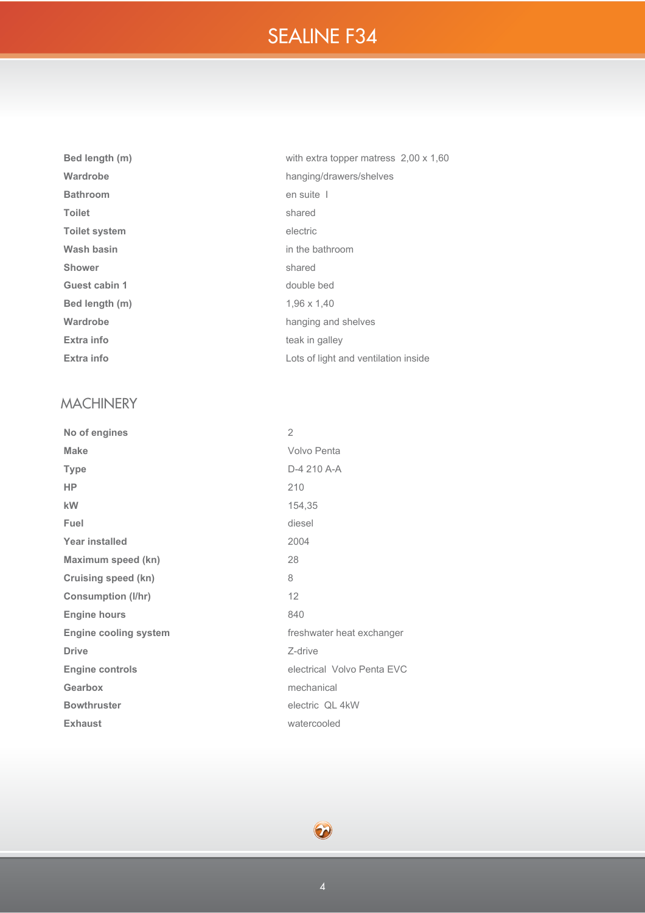| | |
|---|---|
| **Bed length (m)** | with extra topper matress 2,00 x 1,60 |
| **Wardrobe** | hanging/drawers/shelves |
| **Bathroom** | en suite I |
| **Toilet** | shared |
| **Toilet system** | electric |
| **Wash basin** | in the bathroom |
| **Shower** | shared |
| **Guest cabin 1** | double bed |
| **Bed length (m)** | 1,96 x 1,40 |
| **Wardrobe** | hanging and shelves |
| **Extra info** | teak in galley |
| **Extra info** | Lots of light and ventilation inside |

## MACHINERY

| | |
|---|---|
| **No of engines** | 2 |
| **Make** | Volvo Penta |
| **Type** | D-4 210 A-A |
| **HP** | 210 |
| **kW** | 154,35 |
| **Fuel** | diesel |
| **Year installed** | 2004 |
| **Maximum speed (kn)** | 28 |
| **Cruising speed (kn)** | 8 |
| **Consumption (l/hr)** | 12 |
| **Engine hours** | 840 |
| **Engine cooling system** | freshwater heat exchanger |
| **Drive** | Z-drive |
| **Engine controls** | electrical Volvo Penta EVC |
| **Gearbox** | mechanical |
| **Bowthruster** | electric QL 4kW |
| **Exhaust** | watercooled |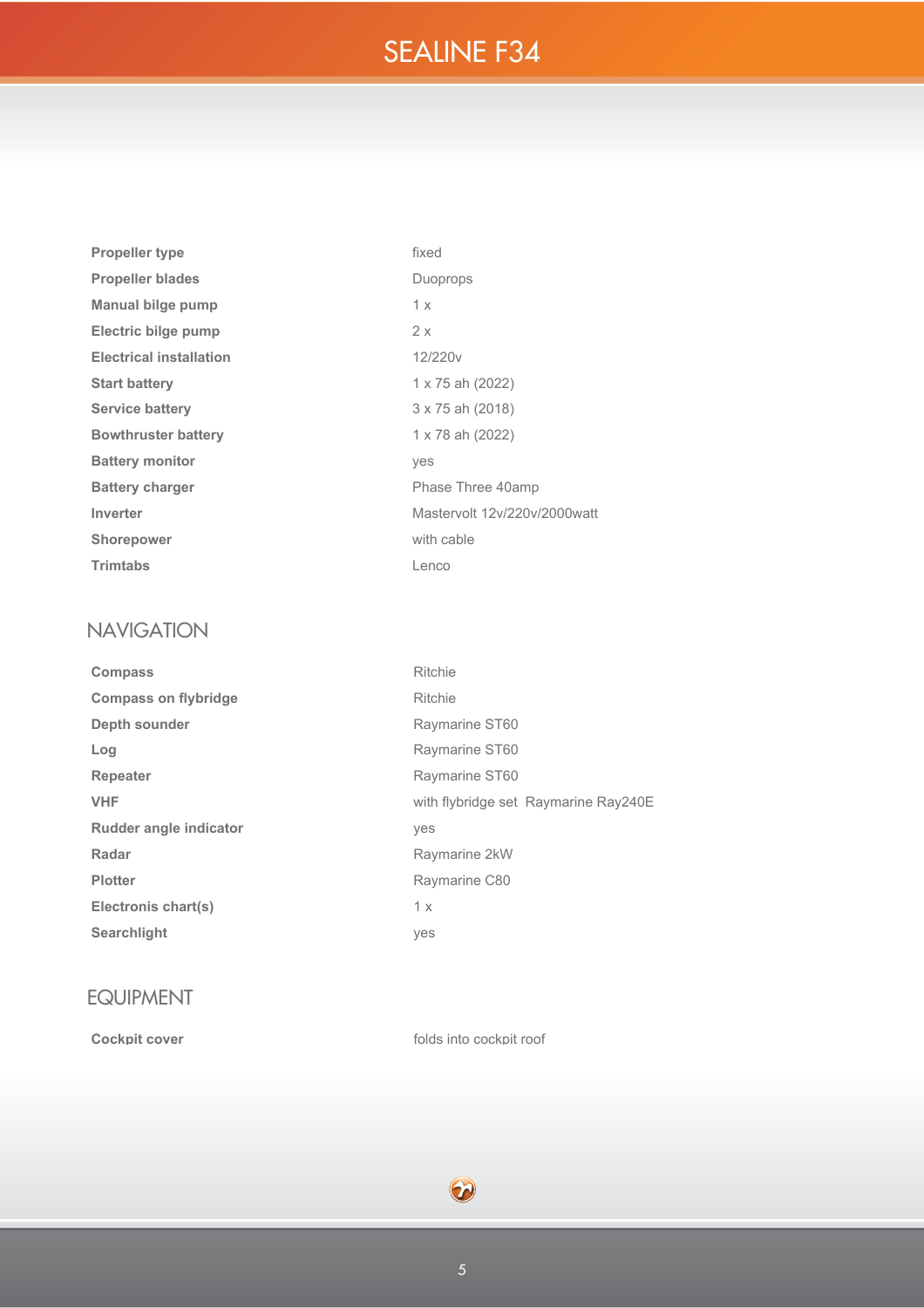| | |
|---|---|
| **Propeller type** | fixed |
| **Propeller blades** | Duoprops |
| **Manual bilge pump** | 1 x |
| **Electric bilge pump** | 2 x |
| **Electrical installation** | 12/220v |
| **Start battery** | 1 x 75 ah (2022) |
| **Service battery** | 3 x 75 ah (2018) |
| **Bowthruster battery** | 1 x 78 ah (2022) |
| **Battery monitor** | yes |
| **Battery charger** | Phase Three 40amp |
| **Inverter** | Mastervolt 12v/220v/2000watt |
| **Shorepower** | with cable |
| **Trimtabs** | Lenco |

## NAVIGATION

| | |
|---|---|
| **Compass** | Ritchie |
| **Compass on flybridge** | Ritchie |
| **Depth sounder** | Raymarine ST60 |
| **Log** | Raymarine ST60 |
| **Repeater** | Raymarine ST60 |
| **VHF** | with flybridge set Raymarine Ray240E |
| **Rudder angle indicator** | yes |
| **Radar** | Raymarine 2kW |
| **Plotter** | Raymarine C80 |
| **Electronics chart(s)** | 1 x |
| **Searchlight** | yes |

## EQUIPMENT

| | |
|---|---|
| **Cockpit cover** | folds into cockpit roof |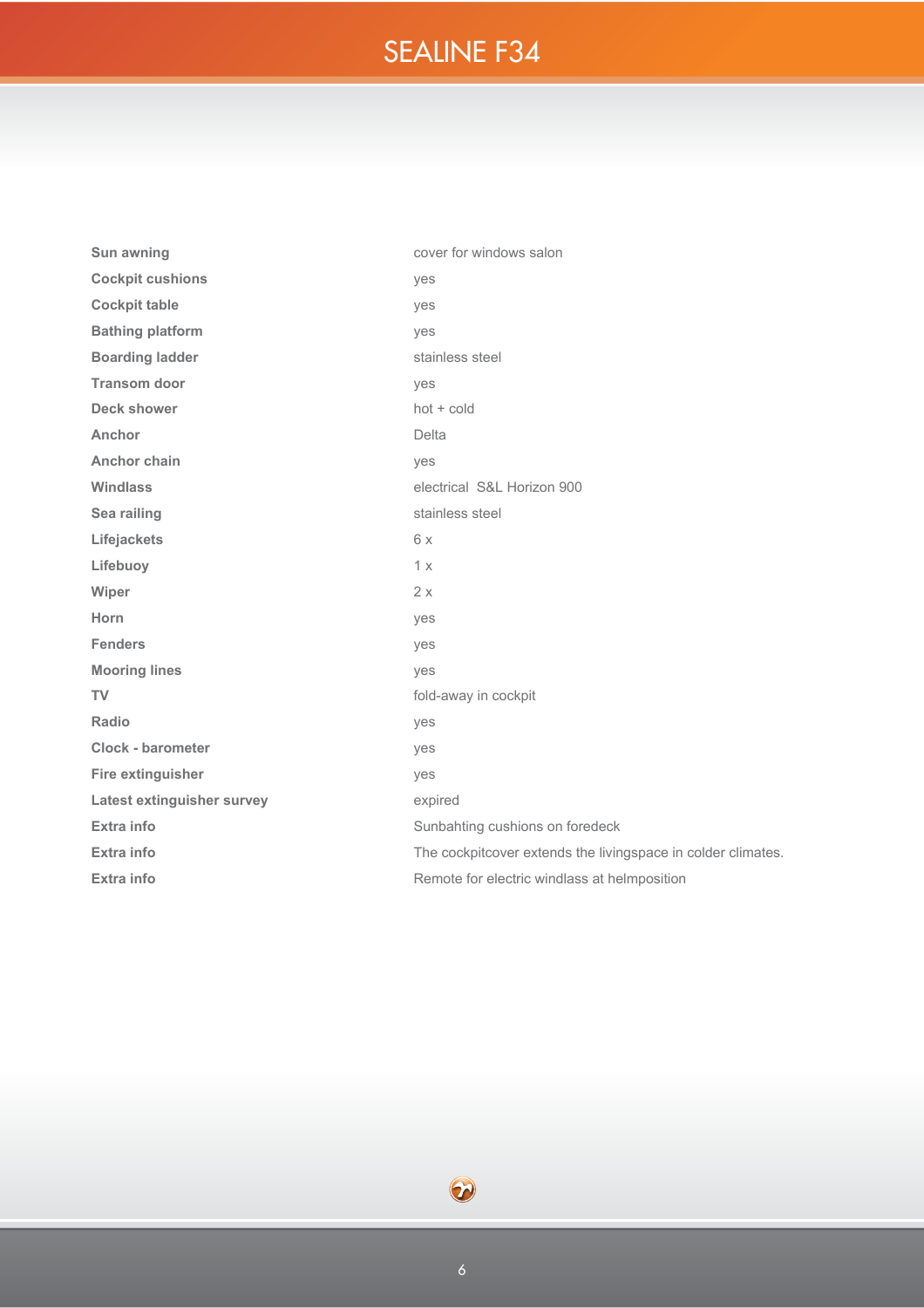# SEALINE F34

| | |
|---|---|
| **Sun awning** | cover for windows salon |
| **Cockpit cushions** | yes |
| **Cockpit table** | yes |
| **Bathing platform** | yes |
| **Boarding ladder** | stainless steel |
| **Transom door** | yes |
| **Deck shower** | hot + cold |
| **Anchor** | Delta |
| **Anchor chain** | yes |
| **Windlass** | electrical S&L Horizon 900 |
| **Sea railing** | stainless steel |
| **Lifejackets** | 6 x |
| **Lifebuoy** | 1 x |
| **Wiper** | 2 x |
| **Horn** | yes |
| **Fenders** | yes |
| **Mooring lines** | yes |
| **TV** | fold-away in cockpit |
| **Radio** | yes |
| **Clock - barometer** | yes |
| **Fire extinguisher** | yes |
| **Latest extinguisher survey** | expired |
| **Extra info** | Sunbahting cushions on foredeck |
| **Extra info** | The cockpitcover extends the livingspace in colder climates. |
| **Extra info** | Remote for electric windlass at helmposition |